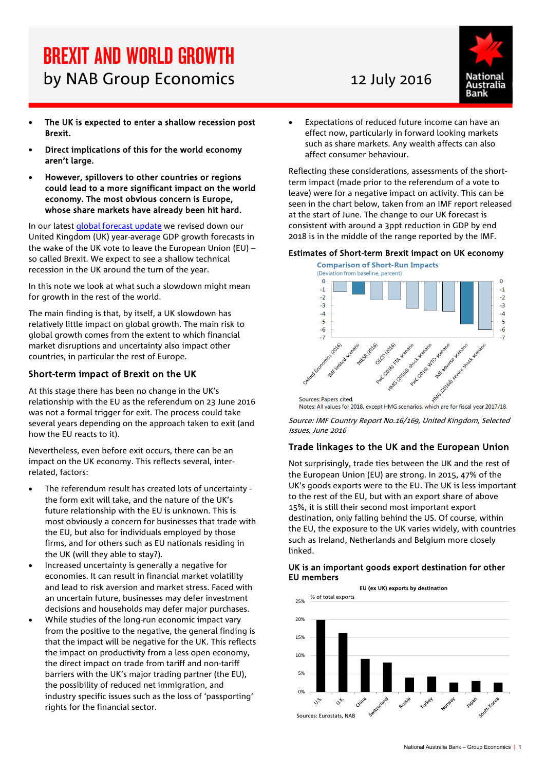# BREXIT AND WORLD GROWTH

by NAB Group Economics

12 July 2016

- **The UK is expected to enter a shallow recession post Brexit.**
- **Direct implications of this for the world economy aren't large.**
- **However, spillovers to other countries or regions could lead to a more significant impact on the world economy. The most obvious concern is Europe, whose share markets have already been hit hard.**

In our latest global forecast update we revised down our United Kingdom (UK) year-average GDP growth forecasts in the wake of the UK vote to leave the European Union (EU) – so called Brexit. We expect to see a shallow technical recession in the UK around the turn of the year.

In this note we look at what such a slowdown might mean for growth in the rest of the world.

The main finding is that, by itself, a UK slowdown has relatively little impact on global growth. The main risk to global growth comes from the extent to which financial market disruptions and uncertainty also impact other countries, in particular the rest of Europe.

## Short-term impact of Brexit on the UK

At this stage there has been no change in the UK's relationship with the EU as the referendum on 23 June 2016 was not a formal trigger for exit. The process could take several years depending on the approach taken to exit (and how the EU reacts to it).

Nevertheless, even before exit occurs, there can be an impact on the UK economy. This reflects several, inter-related, factors:

- The referendum result has created lots of uncertainty - the form exit will take, and the nature of the UK's future relationship with the EU is unknown. This is most obviously a concern for businesses that trade with the EU, but also for individuals employed by those firms, and for others such as EU nationals residing in the UK (will they able to stay?).
- Increased uncertainty is generally a negative for economies. It can result in financial market volatility and lead to risk aversion and market stress. Faced with an uncertain future, businesses may defer investment decisions and households may defer major purchases.
- While studies of the long-run economic impact vary from the positive to the negative, the general finding is that the impact will be negative for the UK. This reflects the impact on productivity from a less open economy, the direct impact on trade from tariff and non-tariff barriers with the UK's major trading partner (the EU), the possibility of reduced net immigration, and industry specific issues such as the loss of 'passporting' rights for the financial sector.
- Expectations of reduced future income can have an effect now, particularly in forward looking markets such as share markets. Any wealth affects can also affect consumer behaviour.

Reflecting these considerations, assessments of the short-term impact (made prior to the referendum of a vote to leave) were for a negative impact on activity. This can be seen in the chart below, taken from an IMF report released at the start of June. The change to our UK forecast is consistent with around a 3ppt reduction in GDP by end 2018 is in the middle of the range reported by the IMF.

### Estimates of Short-term Brexit impact on UK economy

Comparison of Short-Run Impacts
(Deviation from baseline, percent)

Oxford Economics (2016); IMF limited scenario; NIESR (2016); OECD (2016); PwC (2016) FTA scenario; HMG (2016d) shock scenario; PwC (2016) WTO scenario; IMF adverse scenario; HMG (2016d) severe shock scenario

Sources: Papers cited.
Notes: All values for 2018, except HMG scenarios, which are for fiscal year 2017/18.

*Source: IMF Country Report No.16/169, United Kingdom, Selected Issues, June 2016*

## Trade linkages to the UK and the European Union

Not surprisingly, trade ties between the UK and the rest of the European Union (EU) are strong. In 2015, 47% of the UK's goods exports were to the EU. The UK is less important to the rest of the EU, but with an export share of above 15%, it is still their second most important export destination, only falling behind the US. Of course, within the EU, the exposure to the UK varies widely, with countries such as Ireland, Netherlands and Belgium more closely linked.

### UK is an important goods export destination for other EU members

EU (ex UK) exports by destination
% of total exports

U.S.; U.K.; China; Switzerland; Russia; Turkey; Norway; Japan; South Korea

Sources: Eurostats, NAB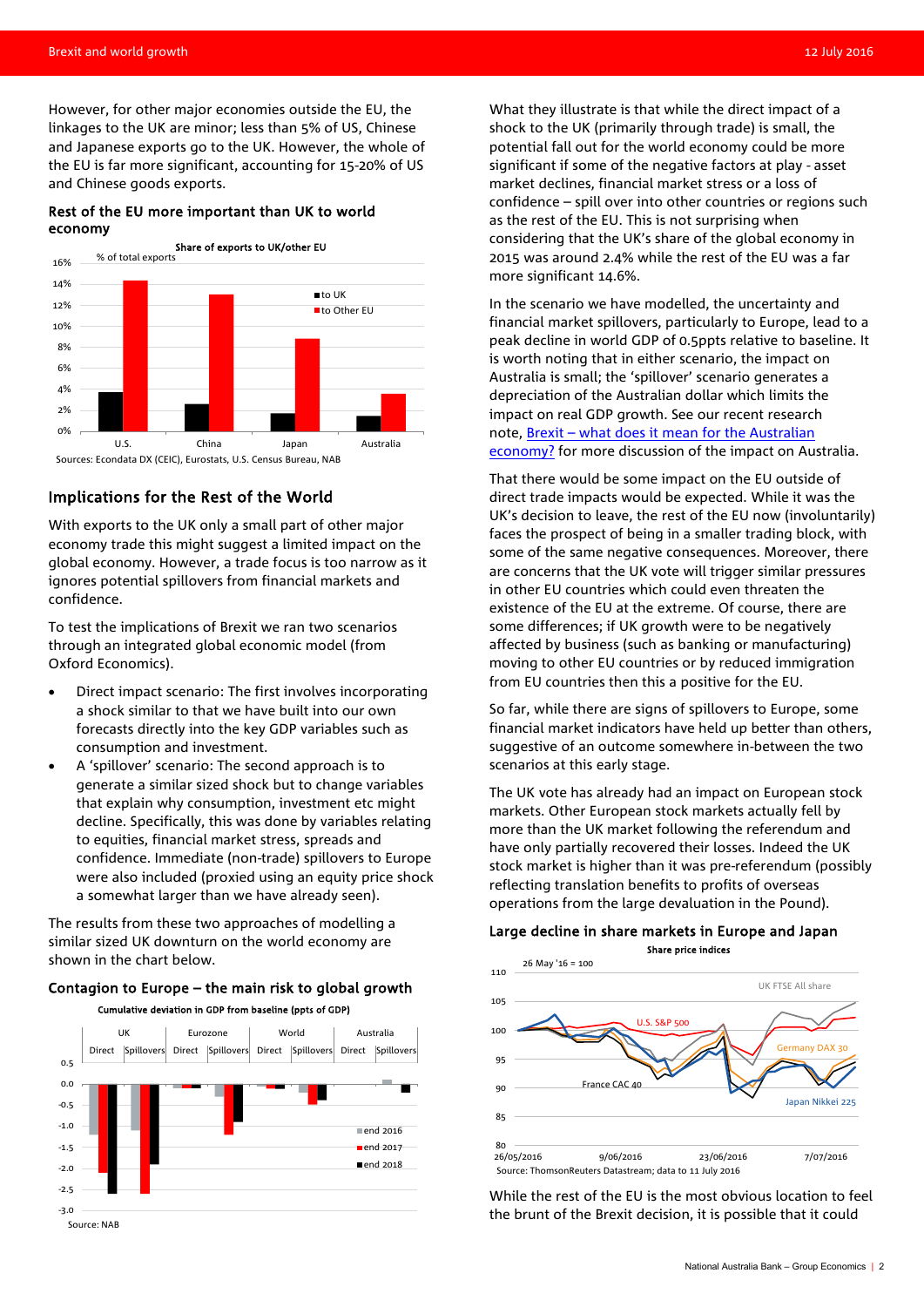However, for other major economies outside the EU, the linkages to the UK are minor; less than 5% of US, Chinese and Japanese exports go to the UK. However, the whole of the EU is far more significant, accounting for 15-20% of US and Chinese goods exports.

### Rest of the EU more important than UK to world economy

Share of exports to UK/other EU

% of total exports

Sources: Econdata DX (CEIC), Eurostats, U.S. Census Bureau, NAB

## Implications for the Rest of the World

With exports to the UK only a small part of other major economy trade this might suggest a limited impact on the global economy. However, a trade focus is too narrow as it ignores potential spillovers from financial markets and confidence.

To test the implications of Brexit we ran two scenarios through an integrated global economic model (from Oxford Economics).

- Direct impact scenario: The first involves incorporating a shock similar to that we have built into our own forecasts directly into the key GDP variables such as consumption and investment.
- A 'spillover' scenario: The second approach is to generate a similar sized shock but to change variables that explain why consumption, investment etc might decline. Specifically, this was done by variables relating to equities, financial market stress, spreads and confidence. Immediate (non-trade) spillovers to Europe were also included (proxied using an equity price shock a somewhat larger than we have already seen).

The results from these two approaches of modelling a similar sized UK downturn on the world economy are shown in the chart below.

### Contagion to Europe – the main risk to global growth

Cumulative deviation in GDP from baseline (ppts of GDP)

Source: NAB

What they illustrate is that while the direct impact of a shock to the UK (primarily through trade) is small, the potential fall out for the world economy could be more significant if some of the negative factors at play - asset market declines, financial market stress or a loss of confidence – spill over into other countries or regions such as the rest of the EU. This is not surprising when considering that the UK's share of the global economy in 2015 was around 2.4% while the rest of the EU was a far more significant 14.6%.

In the scenario we have modelled, the uncertainty and financial market spillovers, particularly to Europe, lead to a peak decline in world GDP of 0.5ppts relative to baseline. It is worth noting that in either scenario, the impact on Australia is small; the 'spillover' scenario generates a depreciation of the Australian dollar which limits the impact on real GDP growth. See our recent research note, [Brexit – what does it mean for the Australian economy?](#) for more discussion of the impact on Australia.

That there would be some impact on the EU outside of direct trade impacts would be expected. While it was the UK's decision to leave, the rest of the EU now (involuntarily) faces the prospect of being in a smaller trading block, with some of the same negative consequences. Moreover, there are concerns that the UK vote will trigger similar pressures in other EU countries which could even threaten the existence of the EU at the extreme. Of course, there are some differences; if UK growth were to be negatively affected by business (such as banking or manufacturing) moving to other EU countries or by reduced immigration from EU countries then this a positive for the EU.

So far, while there are signs of spillovers to Europe, some financial market indicators have held up better than others, suggestive of an outcome somewhere in-between the two scenarios at this early stage.

The UK vote has already had an impact on European stock markets. Other European stock markets actually fell by more than the UK market following the referendum and have only partially recovered their losses. Indeed the UK stock market is higher than it was pre-referendum (possibly reflecting translation benefits to profits of overseas operations from the large devaluation in the Pound).

### Large decline in share markets in Europe and Japan

Share price indices

26 May '16 = 100

Source: ThomsonReuters Datastream; data to 11 July 2016

While the rest of the EU is the most obvious location to feel the brunt of the Brexit decision, it is possible that it could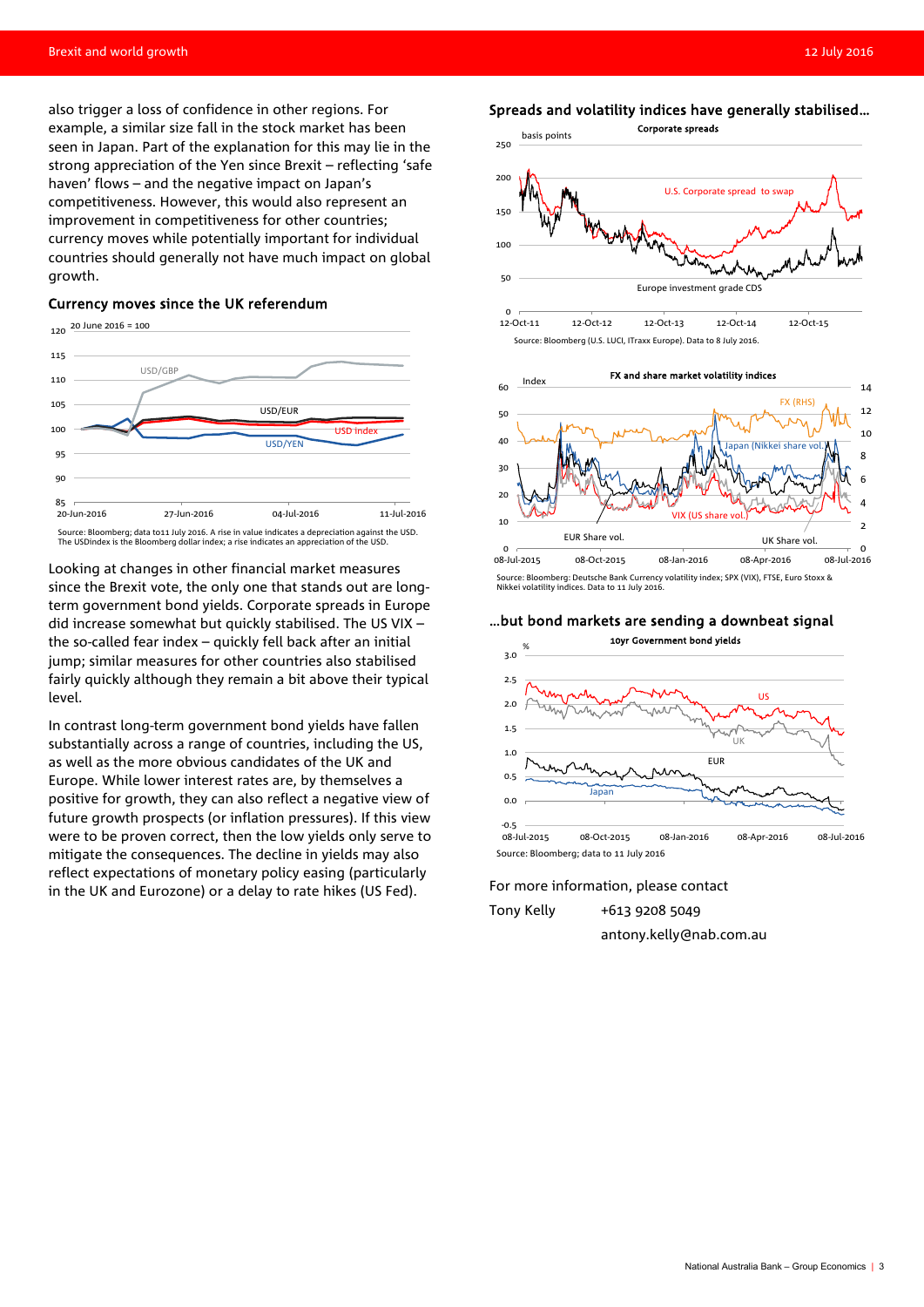also trigger a loss of confidence in other regions. For example, a similar size fall in the stock market has been seen in Japan. Part of the explanation for this may lie in the strong appreciation of the Yen since Brexit – reflecting 'safe haven' flows – and the negative impact on Japan's competitiveness. However, this would also represent an improvement in competitiveness for other countries; currency moves while potentially important for individual countries should generally not have much impact on global growth.

### Currency moves since the UK referendum

Source: Bloomberg; data to11 July 2016. A rise in value indicates a depreciation against the USD. The USDindex is the Bloomberg dollar index; a rise indicates an appreciation of the USD.

Looking at changes in other financial market measures since the Brexit vote, the only one that stands out are long-term government bond yields. Corporate spreads in Europe did increase somewhat but quickly stabilised. The US VIX – the so-called fear index – quickly fell back after an initial jump; similar measures for other countries also stabilised fairly quickly although they remain a bit above their typical level.

In contrast long-term government bond yields have fallen substantially across a range of countries, including the US, as well as the more obvious candidates of the UK and Europe. While lower interest rates are, by themselves a positive for growth, they can also reflect a negative view of future growth prospects (or inflation pressures). If this view were to be proven correct, then the low yields only serve to mitigate the consequences. The decline in yields may also reflect expectations of monetary policy easing (particularly in the UK and Eurozone) or a delay to rate hikes (US Fed).

### Spreads and volatility indices have generally stabilised…

Source: Bloomberg (U.S. LUCI, ITraxx Europe). Data to 8 July 2016.

Source: Bloomberg: Deutsche Bank Currency volatility index; SPX (VIX), FTSE, Euro Stoxx & Nikkei volatility indices. Data to 11 July 2016.

### …but bond markets are sending a downbeat signal

Source: Bloomberg; data to 11 July 2016

For more information, please contact

Tony Kelly +613 9208 5049

antony.kelly@nab.com.au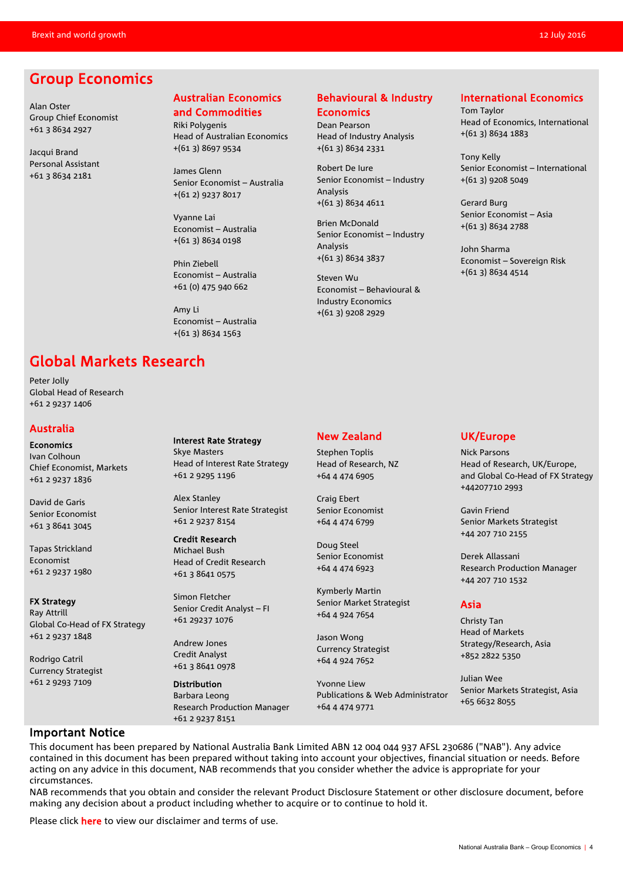# Group Economics

Alan Oster
Group Chief Economist
+61 3 8634 2927

Jacqui Brand
Personal Assistant
+61 3 8634 2181

## Australian Economics and Commodities

Riki Polygenis
Head of Australian Economics
+(61 3) 8697 9534

James Glenn
Senior Economist – Australia
+(61 2) 9237 8017

Vyanne Lai
Economist – Australia
+(61 3) 8634 0198

Phin Ziebell
Economist – Australia
+61 (0) 475 940 662

Amy Li
Economist – Australia
+(61 3) 8634 1563

## Behavioural & Industry Economics

Dean Pearson
Head of Industry Analysis
+(61 3) 8634 2331

Robert De Iure
Senior Economist – Industry Analysis
+(61 3) 8634 4611

Brien McDonald
Senior Economist – Industry Analysis
+(61 3) 8634 3837

Steven Wu
Economist – Behavioural & Industry Economics
+(61 3) 9208 2929

## International Economics

Tom Taylor
Head of Economics, International
+(61 3) 8634 1883

Tony Kelly
Senior Economist – International
+(61 3) 9208 5049

Gerard Burg
Senior Economist – Asia
+(61 3) 8634 2788

John Sharma
Economist – Sovereign Risk
+(61 3) 8634 4514

# Global Markets Research

Peter Jolly
Global Head of Research
+61 2 9237 1406

## Australia

**Economics**
Ivan Colhoun
Chief Economist, Markets
+61 2 9237 1836

David de Garis
Senior Economist
+61 3 8641 3045

Tapas Strickland
Economist
+61 2 9237 1980

**FX Strategy**
Ray Attrill
Global Co-Head of FX Strategy
+61 2 9237 1848

Rodrigo Catril
Currency Strategist
+61 2 9293 7109

**Interest Rate Strategy**
Skye Masters
Head of Interest Rate Strategy
+61 2 9295 1196

Alex Stanley
Senior Interest Rate Strategist
+61 2 9237 8154

**Credit Research**
Michael Bush
Head of Credit Research
+61 3 8641 0575

Simon Fletcher
Senior Credit Analyst – FI
+61 29237 1076

Andrew Jones
Credit Analyst
+61 3 8641 0978

**Distribution**
Barbara Leong
Research Production Manager
+61 2 9237 8151

## New Zealand

Stephen Toplis
Head of Research, NZ
+64 4 474 6905

Craig Ebert
Senior Economist
+64 4 474 6799

Doug Steel
Senior Economist
+64 4 474 6923

Kymberly Martin
Senior Market Strategist
+64 4 924 7654

Jason Wong
Currency Strategist
+64 4 924 7652

Yvonne Liew
Publications & Web Administrator
+64 4 474 9771

## UK/Europe

Nick Parsons
Head of Research, UK/Europe, and Global Co-Head of FX Strategy
+44207710 2993

Gavin Friend
Senior Markets Strategist
+44 207 710 2155

Derek Allassani
Research Production Manager
+44 207 710 1532

## Asia

Christy Tan
Head of Markets Strategy/Research, Asia
+852 2822 5350

Julian Wee
Senior Markets Strategist, Asia
+65 6632 8055

### Important Notice

This document has been prepared by National Australia Bank Limited ABN 12 004 044 937 AFSL 230686 ("NAB"). Any advice contained in this document has been prepared without taking into account your objectives, financial situation or needs. Before acting on any advice in this document, NAB recommends that you consider whether the advice is appropriate for your circumstances.

NAB recommends that you obtain and consider the relevant Product Disclosure Statement or other disclosure document, before making any decision about a product including whether to acquire or to continue to hold it.

Please click **here** to view our disclaimer and terms of use.